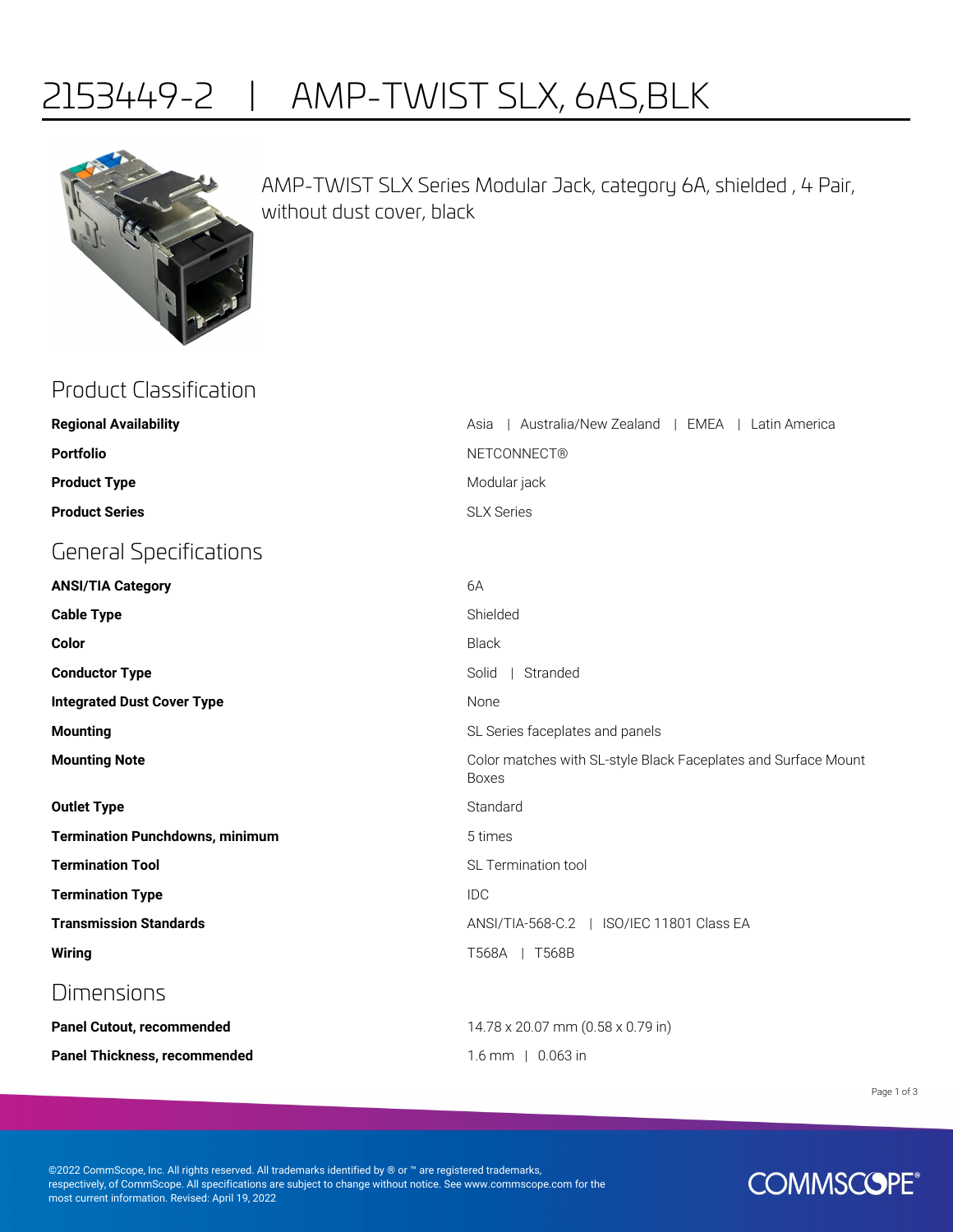# 2153449-2 | AMP-TWIST SLX, 6AS,BLK

AMP-TWIST SLX Series Modular Jack, category 6A, shielded , 4 Pair, without dust cover, black

## Product Classification

| | |
|---|---|
| **Regional Availability** | Asia \| Australia/New Zealand \| EMEA \| Latin America |
| **Portfolio** | NETCONNECT® |
| **Product Type** | Modular jack |
| **Product Series** | SLX Series |

## General Specifications

| | |
|---|---|
| **ANSI/TIA Category** | 6A |
| **Cable Type** | Shielded |
| **Color** | Black |
| **Conductor Type** | Solid \| Stranded |
| **Integrated Dust Cover Type** | None |
| **Mounting** | SL Series faceplates and panels |
| **Mounting Note** | Color matches with SL-style Black Faceplates and Surface Mount Boxes |
| **Outlet Type** | Standard |
| **Termination Punchdowns, minimum** | 5 times |
| **Termination Tool** | SL Termination tool |
| **Termination Type** | IDC |
| **Transmission Standards** | ANSI/TIA-568-C.2 \| ISO/IEC 11801 Class EA |
| **Wiring** | T568A \| T568B |

## Dimensions

| | |
|---|---|
| **Panel Cutout, recommended** | 14.78 x 20.07 mm (0.58 x 0.79 in) |
| **Panel Thickness, recommended** | 1.6 mm \| 0.063 in |

©2022 CommScope, Inc. All rights reserved. All trademarks identified by ® or ™ are registered trademarks, respectively, of CommScope. All specifications are subject to change without notice. See www.commscope.com for the most current information. Revised: April 19, 2022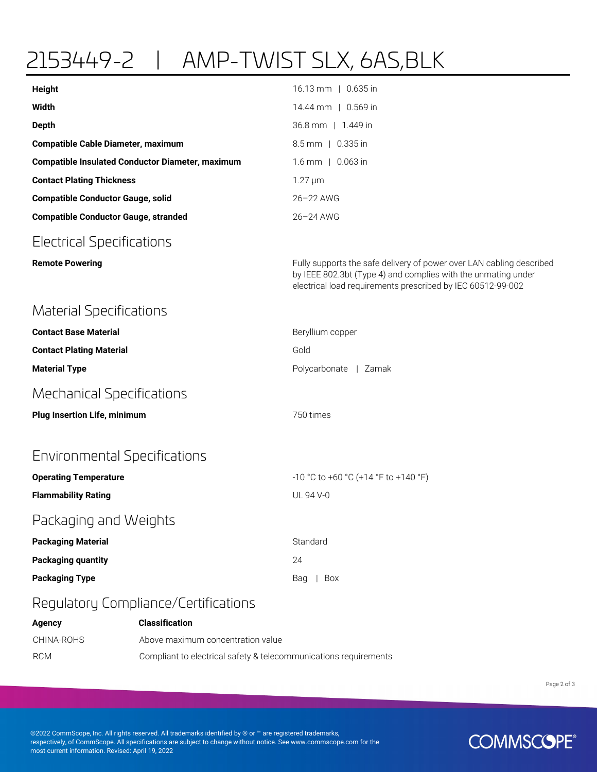# 2153449-2 | AMP-TWIST SLX, 6AS,BLK

| | |
|---|---|
| **Height** | 16.13 mm \| 0.635 in |
| **Width** | 14.44 mm \| 0.569 in |
| **Depth** | 36.8 mm \| 1.449 in |
| **Compatible Cable Diameter, maximum** | 8.5 mm \| 0.335 in |
| **Compatible Insulated Conductor Diameter, maximum** | 1.6 mm \| 0.063 in |
| **Contact Plating Thickness** | 1.27 µm |
| **Compatible Conductor Gauge, solid** | 26–22 AWG |
| **Compatible Conductor Gauge, stranded** | 26–24 AWG |

## Electrical Specifications

| | |
|---|---|
| **Remote Powering** | Fully supports the safe delivery of power over LAN cabling described by IEEE 802.3bt (Type 4) and complies with the unmating under electrical load requirements prescribed by IEC 60512-99-002 |

## Material Specifications

| | |
|---|---|
| **Contact Base Material** | Beryllium copper |
| **Contact Plating Material** | Gold |
| **Material Type** | Polycarbonate \| Zamak |

## Mechanical Specifications

| | |
|---|---|
| **Plug Insertion Life, minimum** | 750 times |

## Environmental Specifications

| | |
|---|---|
| **Operating Temperature** | -10 °C to +60 °C (+14 °F to +140 °F) |
| **Flammability Rating** | UL 94 V-0 |

## Packaging and Weights

| | |
|---|---|
| **Packaging Material** | Standard |
| **Packaging quantity** | 24 |
| **Packaging Type** | Bag \| Box |

## Regulatory Compliance/Certifications

| **Agency** | **Classification** |
|---|---|
| CHINA-ROHS | Above maximum concentration value |
| RCM | Compliant to electrical safety & telecommunications requirements |

©2022 CommScope, Inc. All rights reserved. All trademarks identified by ® or ™ are registered trademarks, respectively, of CommScope. All specifications are subject to change without notice. See www.commscope.com for the most current information. Revised: April 19, 2022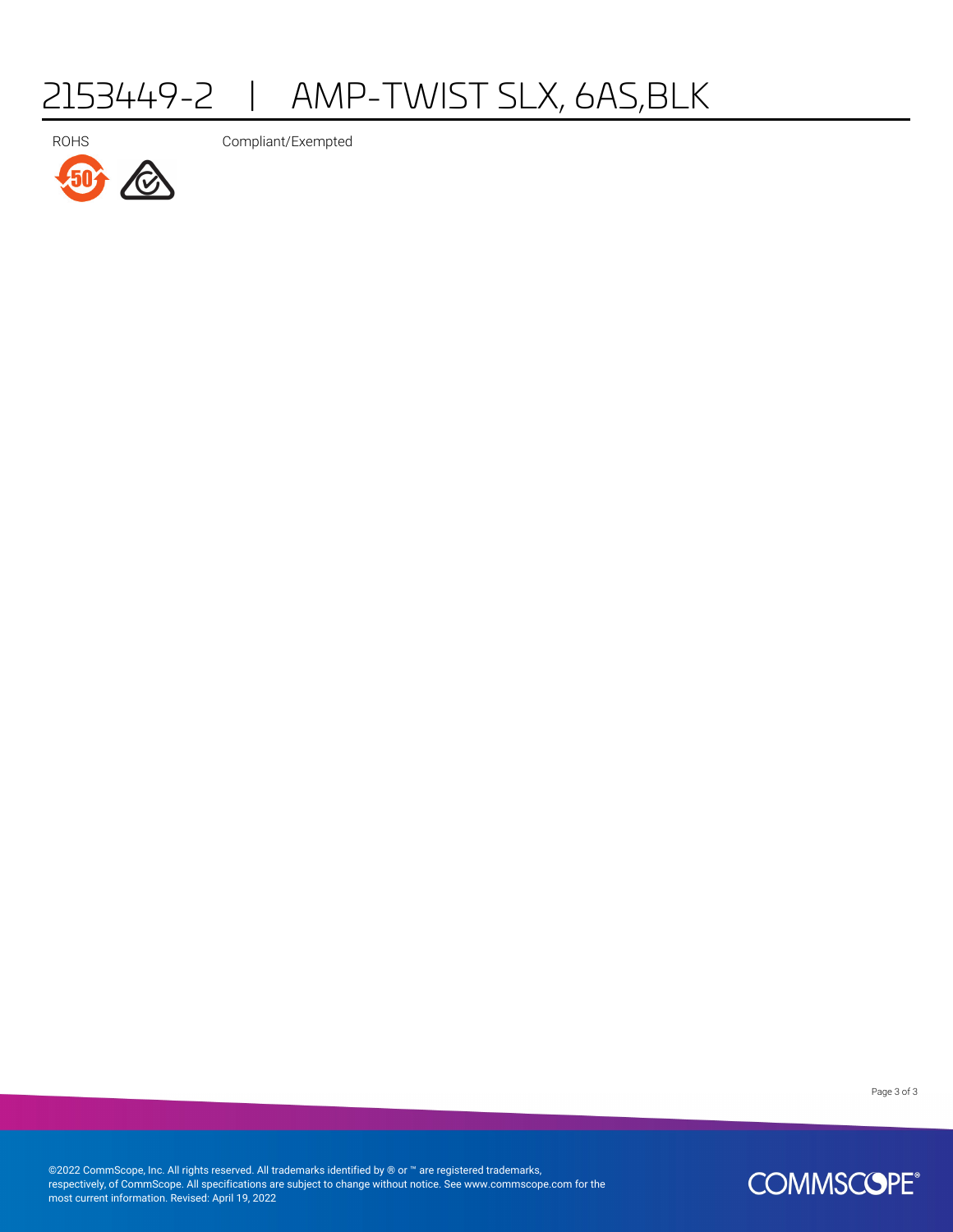# 2153449-2 | AMP-TWIST SLX, 6AS,BLK

| | |
|---|---|
| ROHS | Compliant/Exempted |

©2022 CommScope, Inc. All rights reserved. All trademarks identified by ® or ™ are registered trademarks, respectively, of CommScope. All specifications are subject to change without notice. See www.commscope.com for the most current information. Revised: April 19, 2022